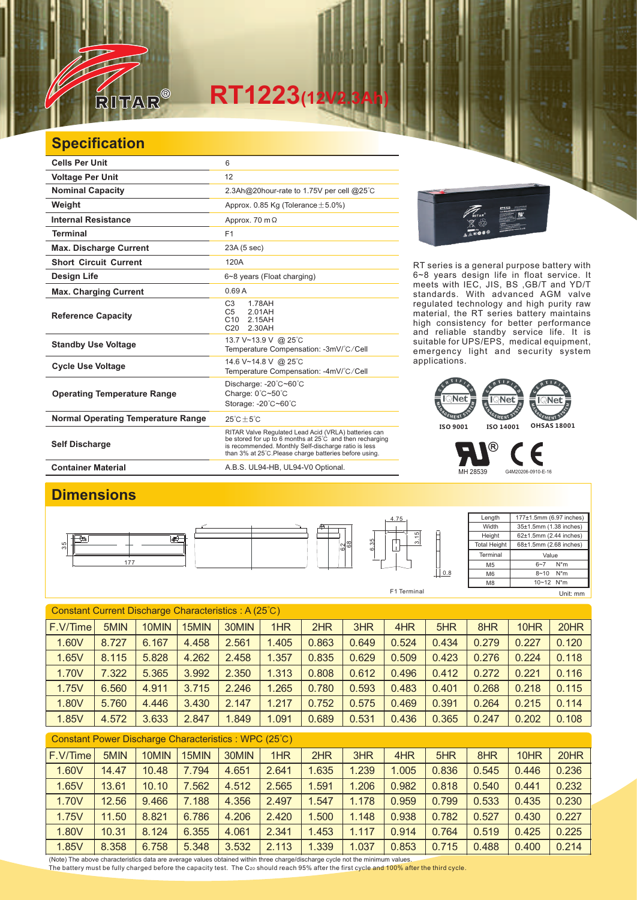# RT1223(12V2.3Ah)

## Specification

| Cells Per Unit | 6 |
|---|---|
| Voltage Per Unit | 12 |
| Nominal Capacity | 2.3Ah@20hour-rate to 1.75V per cell @25℃ |
| Weight | Approx. 0.85 Kg (Tolerance±5.0%) |
| Internal Resistance | Approx. 70 mΩ |
| Terminal | F1 |
| Max. Discharge Current | 23A (5 sec) |
| Short Circuit Current | 120A |
| Design Life | 6~8 years (Float charging) |
| Max. Charging Current | 0.69 A |
| Reference Capacity | C3 1.78AH<br>C5 2.01AH<br>C10 2.15AH<br>C20 2.30AH |
| Standby Use Voltage | 13.7 V~13.9 V @ 25℃<br>Temperature Compensation: -3mV/℃/Cell |
| Cycle Use Voltage | 14.6 V~14.8 V @ 25℃<br>Temperature Compensation: -4mV/℃/Cell |
| Operating Temperature Range | Discharge: -20℃~60℃<br>Charge: 0℃~50℃<br>Storage: -20℃~60℃ |
| Normal Operating Temperature Range | 25℃±5℃ |
| Self Discharge | RITAR Valve Regulated Lead Acid (VRLA) batteries can be stored for up to 6 months at 25℃ and then recharging is recommended. Monthly Self-discharge ratio is less than 3% at 25℃.Please charge batteries before using. |
| Container Material | A.B.S. UL94-HB, UL94-V0 Optional. |

RT series is a general purpose battery with 6~8 years design life in float service. It meets with IEC, JIS, BS ,GB/T and YD/T standards. With advanced AGM valve regulated technology and high purity raw material, the RT series battery maintains high consistency for better performance and reliable standby service life. It is suitable for UPS/EPS, medical equipment, emergency light and security system applications.

ISO 9001 ISO 14001 OHSAS 18001

MH 28539 G4M20206-0910-E-16

## Dimensions

| Length | 177±1.5mm (6.97 inches) |
|---|---|
| Width | 35±1.5mm (1.38 inches) |
| Height | 62±1.5mm (2.44 inches) |
| Total Height | 68±1.5mm (2.68 inches) |
| Terminal | Value |
| M5 | 6~7 N*m |
| M6 | 8~10 N*m |
| M8 | 10~12 N*m |

F1 Terminal

Unit: mm

### Constant Current Discharge Characteristics : A (25℃)

| F.V/Time | 5MIN | 10MIN | 15MIN | 30MIN | 1HR | 2HR | 3HR | 4HR | 5HR | 8HR | 10HR | 20HR |
|---|---|---|---|---|---|---|---|---|---|---|---|---|
| 1.60V | 8.727 | 6.167 | 4.458 | 2.561 | 1.405 | 0.863 | 0.649 | 0.524 | 0.434 | 0.279 | 0.227 | 0.120 |
| 1.65V | 8.115 | 5.828 | 4.262 | 2.458 | 1.357 | 0.835 | 0.629 | 0.509 | 0.423 | 0.276 | 0.224 | 0.118 |
| 1.70V | 7.322 | 5.365 | 3.992 | 2.350 | 1.313 | 0.808 | 0.612 | 0.496 | 0.412 | 0.272 | 0.221 | 0.116 |
| 1.75V | 6.560 | 4.911 | 3.715 | 2.246 | 1.265 | 0.780 | 0.593 | 0.483 | 0.401 | 0.268 | 0.218 | 0.115 |
| 1.80V | 5.760 | 4.446 | 3.430 | 2.147 | 1.217 | 0.752 | 0.575 | 0.469 | 0.391 | 0.264 | 0.215 | 0.114 |
| 1.85V | 4.572 | 3.633 | 2.847 | 1.849 | 1.091 | 0.689 | 0.531 | 0.436 | 0.365 | 0.247 | 0.202 | 0.108 |

### Constant Power Discharge Characteristics : WPC (25℃)

| F.V/Time | 5MIN | 10MIN | 15MIN | 30MIN | 1HR | 2HR | 3HR | 4HR | 5HR | 8HR | 10HR | 20HR |
|---|---|---|---|---|---|---|---|---|---|---|---|---|
| 1.60V | 14.47 | 10.48 | 7.794 | 4.651 | 2.641 | 1.635 | 1.239 | 1.005 | 0.836 | 0.545 | 0.446 | 0.236 |
| 1.65V | 13.61 | 10.10 | 7.562 | 4.512 | 2.565 | 1.591 | 1.206 | 0.982 | 0.818 | 0.540 | 0.441 | 0.232 |
| 1.70V | 12.56 | 9.466 | 7.188 | 4.356 | 2.497 | 1.547 | 1.178 | 0.959 | 0.799 | 0.533 | 0.435 | 0.230 |
| 1.75V | 11.50 | 8.821 | 6.786 | 4.206 | 2.420 | 1.500 | 1.148 | 0.938 | 0.782 | 0.527 | 0.430 | 0.227 |
| 1.80V | 10.31 | 8.124 | 6.355 | 4.061 | 2.341 | 1.453 | 1.117 | 0.914 | 0.764 | 0.519 | 0.425 | 0.225 |
| 1.85V | 8.358 | 6.758 | 5.348 | 3.532 | 2.113 | 1.339 | 1.037 | 0.853 | 0.715 | 0.488 | 0.400 | 0.214 |

(Note) The above characteristics data are average values obtained within three charge/discharge cycle not the minimum values.
The battery must be fully charged before the capacity test. The $C_{20}$ should reach 95% after the first cycle and 100% after the third cycle.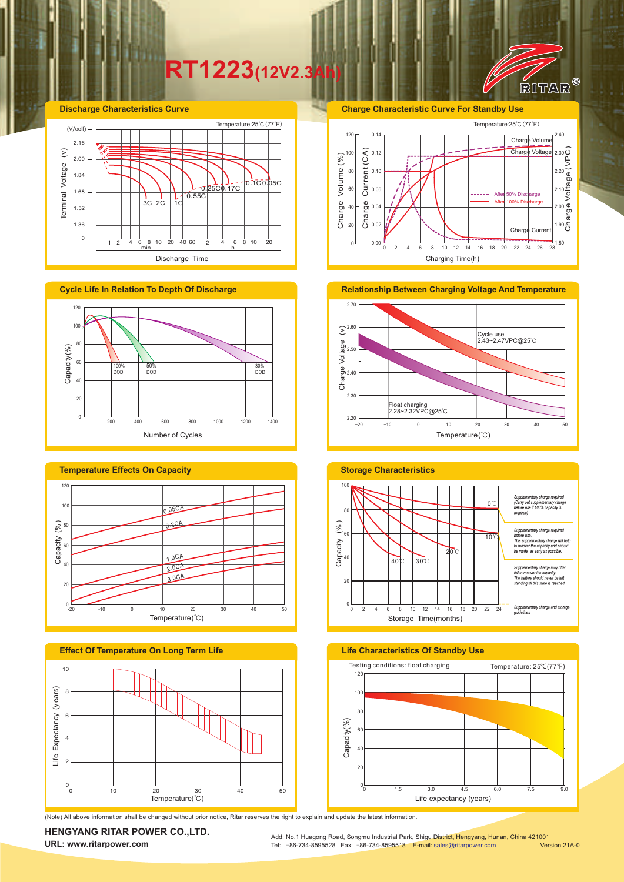# RT1223(12V2.3Ah)

RITAR®

## Discharge Characteristics Curve

Temperature:25°C (77°F)

(V/cell)

Terminal Voltage (v)

2.16
2.00
1.84
1.68
1.52
1.36
0

3C 2C 1C 0.55C 0.25C 0.17C 0.1C 0.05C

1 2 4 6 8 10 20 40 60 2 4 6 8 10 20

min h

Discharge Time

## Charge Characteristic Curve For Standby Use

Temperature:25°C (77°F)

Charge Volume (%): 0 20 40 60 80 100 120

Charge Current (CA): 0.00 0.02 0.04 0.06 0.10 0.12 0.14

Charge Voltage (VPC): 1.80 1.90 2.00 2.10 2.20 2.30 2.40

Charge Volume

Charge Voltage

After 50% Discharge

After 100% Discharge

Charge Current

0 2 4 6 8 10 12 14 16 18 20 22 24 26 28

Charging Time(h)

## Cycle Life In Relation To Depth Of Discharge

Capacity(%)

0 20 40 60 80 100 120

100% DOD

50% DOD

30% DOD

200 400 600 800 1000 1200 1400

Number of Cycles

## Relationship Between Charging Voltage And Temperature

Charge Voltage (v)

2.20 2.30 2.40 2.50 2.60 2.70

Cycle use
2.43~2.47VPC@25°C

Float charging
2.28~2.32VPC@25°C

−20 −10 0 10 20 30 40 50

Temperature(°C)

## Temperature Effects On Capacity

Capacity (%)

0 20 40 60 80 100 120

0.05CA

0.2CA

1.0CA

2.0CA

3.0CA

-20 -10 0 10 20 30 40 50

Temperature(°C)

## Storage Characteristics

Capacity (%)

0 20 40 60 80 100

0°C

10°C

20°C

30°C

40°C

0 2 4 6 8 10 12 14 16 18 20 22 24

Storage Time(months)

*Supplementary charge required (Carry out supplementary charge before use if 100% capacity is requires)*

*Supplementary charge required before use. This supplementary charge will help to recover the capacity and should be made as early as possible.*

*Supplementary charge may often fail to recover the capacity. The battery should never be left standing till this state is reached*

*Supplementary charge and storage guidelines*

## Effect Of Temperature On Long Term Life

Life Expectancy (years)

0 2 4 6 8 10

0 10 20 30 40 50

Temperature(°C)

## Life Characteristics Of Standby Use

Testing conditions: float charging

Temperature: 25°C(77°F)

Capacity(%)

0 20 40 60 80 100 120

0 1.5 3.0 4.5 6.0 7.5 9.0

Life expectancy (years)

(Note) All above information shall be changed without prior notice, Ritar reserves the right to explain and update the latest information.

**HENGYANG RITAR POWER CO.,LTD.**

**URL: www.ritarpower.com**

Add: No.1 Huagong Road, Songmu Industrial Park, Shigu District, Hengyang, Hunan, China 421001

Tel: +86-734-8595528 Fax: +86-734-8595518 E-mail: sales@ritarpower.com

Version 21A-0